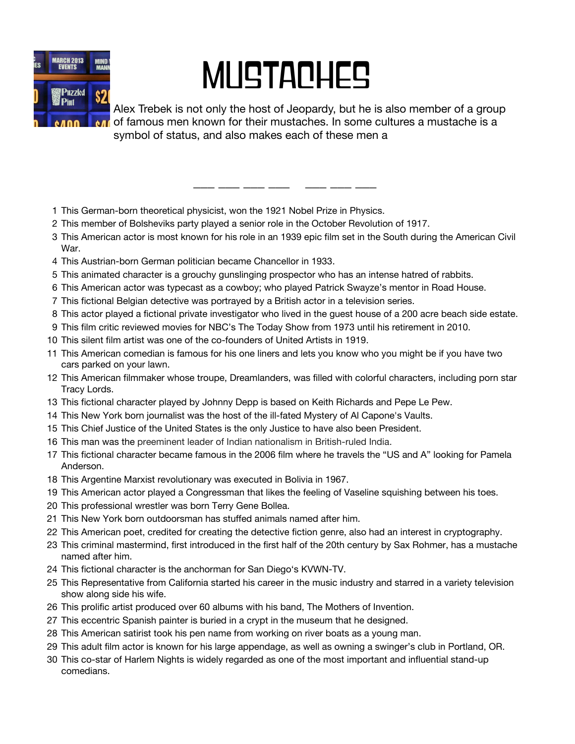# MUSTACHES

Alex Trebek is not only the host of Jeopardy, but he is also member of a group of famous men known for their mustaches. In some cultures a mustache is a symbol of status, and also makes each of these men a

\_\_\_\_ \_\_\_\_ \_\_\_\_ \_\_\_\_    \_\_\_\_ \_\_\_\_ \_\_\_\_

1. This German-born theoretical physicist, won the 1921 Nobel Prize in Physics.
2. This member of Bolsheviks party played a senior role in the October Revolution of 1917.
3. This American actor is most known for his role in an 1939 epic film set in the South during the American Civil War.
4. This Austrian-born German politician became Chancellor in 1933.
5. This animated character is a grouchy gunslinging prospector who has an intense hatred of rabbits.
6. This American actor was typecast as a cowboy; who played Patrick Swayze's mentor in Road House.
7. This fictional Belgian detective was portrayed by a British actor in a television series.
8. This actor played a fictional private investigator who lived in the guest house of a 200 acre beach side estate.
9. This film critic reviewed movies for NBC's The Today Show from 1973 until his retirement in 2010.
10. This silent film artist was one of the co-founders of United Artists in 1919.
11. This American comedian is famous for his one liners and lets you know who you might be if you have two cars parked on your lawn.
12. This American filmmaker whose troupe, Dreamlanders, was filled with colorful characters, including porn star Tracy Lords.
13. This fictional character played by Johnny Depp is based on Keith Richards and Pepe Le Pew.
14. This New York born journalist was the host of the ill-fated Mystery of Al Capone's Vaults.
15. This Chief Justice of the United States is the only Justice to have also been President.
16. This man was the preeminent leader of Indian nationalism in British-ruled India.
17. This fictional character became famous in the 2006 film where he travels the "US and A" looking for Pamela Anderson.
18. This Argentine Marxist revolutionary was executed in Bolivia in 1967.
19. This American actor played a Congressman that likes the feeling of Vaseline squishing between his toes.
20. This professional wrestler was born Terry Gene Bollea.
21. This New York born outdoorsman has stuffed animals named after him.
22. This American poet, credited for creating the detective fiction genre, also had an interest in cryptography.
23. This criminal mastermind, first introduced in the first half of the 20th century by Sax Rohmer, has a mustache named after him.
24. This fictional character is the anchorman for San Diego's KVWN-TV.
25. This Representative from California started his career in the music industry and starred in a variety television show along side his wife.
26. This prolific artist produced over 60 albums with his band, The Mothers of Invention.
27. This eccentric Spanish painter is buried in a crypt in the museum that he designed.
28. This American satirist took his pen name from working on river boats as a young man.
29. This adult film actor is known for his large appendage, as well as owning a swinger's club in Portland, OR.
30. This co-star of Harlem Nights is widely regarded as one of the most important and influential stand-up comedians.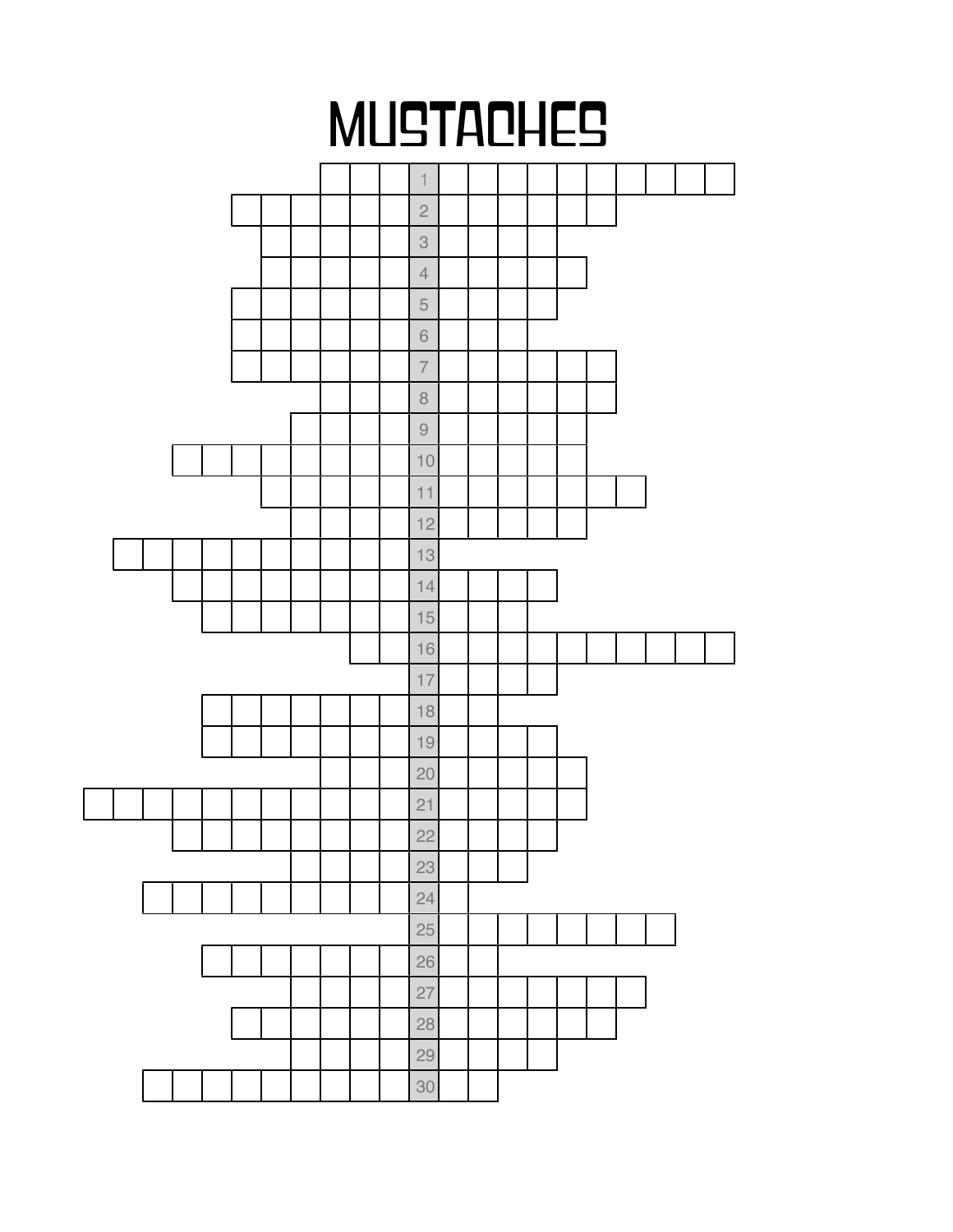# MUSTACHES

1
2
3
4
5
6
7
8
9
10
11
12
13
14
15
16
17
18
19
20
21
22
23
24
25
26
27
28
29
30